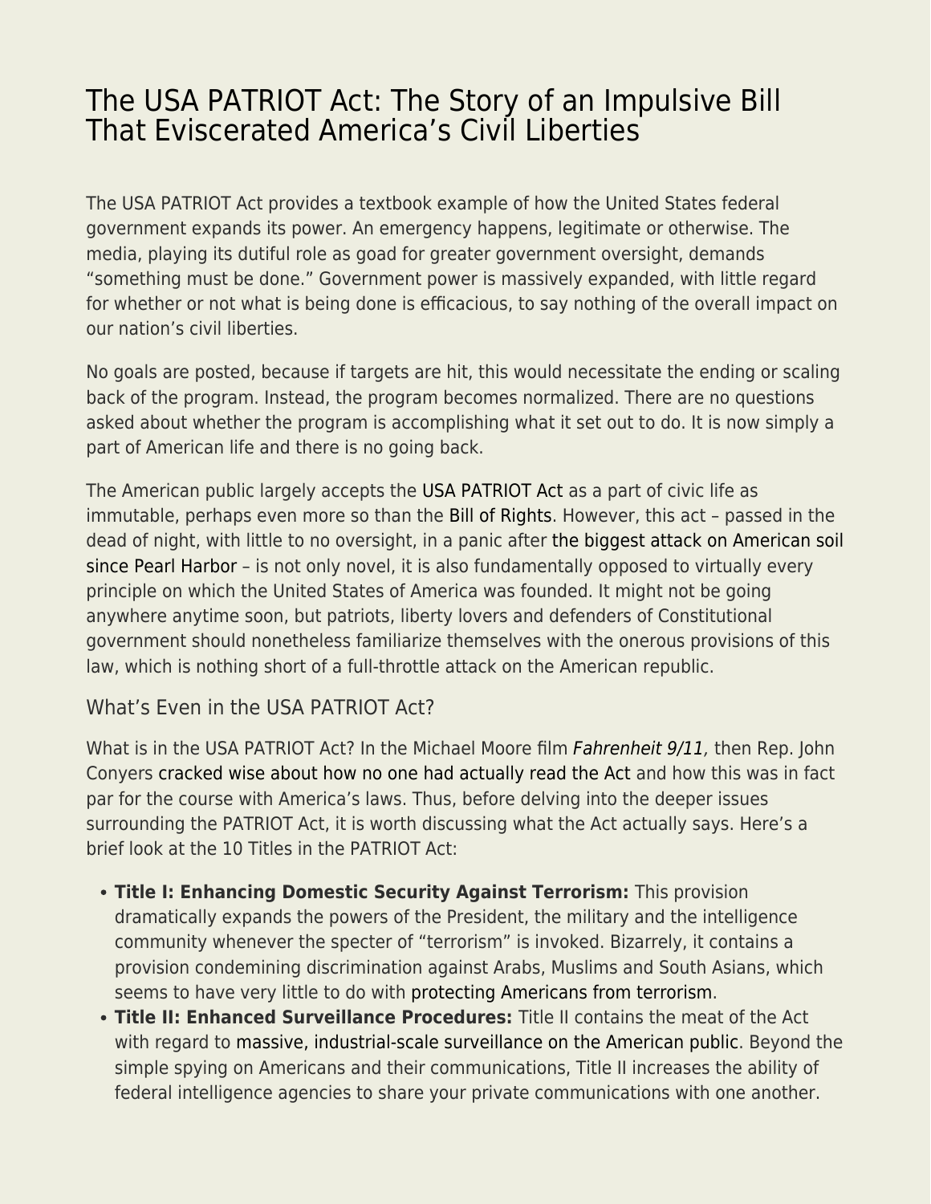# The USA PATRIOT Act: The Story of an Impulsive Bill That Eviscerated America's Civil Liberties

The USA PATRIOT Act provides a textbook example of how the United States federal government expands its power. An emergency happens, legitimate or otherwise. The media, playing its dutiful role as goad for greater government oversight, demands "something must be done." Government power is massively expanded, with little regard for whether or not what is being done is efficacious, to say nothing of the overall impact on our nation's civil liberties.

No goals are posted, because if targets are hit, this would necessitate the ending or scaling back of the program. Instead, the program becomes normalized. There are no questions asked about whether the program is accomplishing what it set out to do. It is now simply a part of American life and there is no going back.

The American public largely accepts the USA PATRIOT Act as a part of civic life as immutable, perhaps even more so than the Bill of Rights. However, this act – passed in the dead of night, with little to no oversight, in a panic after the biggest attack on American soil since Pearl Harbor – is not only novel, it is also fundamentally opposed to virtually every principle on which the United States of America was founded. It might not be going anywhere anytime soon, but patriots, liberty lovers and defenders of Constitutional government should nonetheless familiarize themselves with the onerous provisions of this law, which is nothing short of a full-throttle attack on the American republic.

## What's Even in the USA PATRIOT Act?

What is in the USA PATRIOT Act? In the Michael Moore film *Fahrenheit 9/11,* then Rep. John Conyers cracked wise about how no one had actually read the Act and how this was in fact par for the course with America's laws. Thus, before delving into the deeper issues surrounding the PATRIOT Act, it is worth discussing what the Act actually says. Here's a brief look at the 10 Titles in the PATRIOT Act:

- **Title I: Enhancing Domestic Security Against Terrorism:** This provision dramatically expands the powers of the President, the military and the intelligence community whenever the specter of "terrorism" is invoked. Bizarrely, it contains a provision condemining discrimination against Arabs, Muslims and South Asians, which seems to have very little to do with protecting Americans from terrorism.
- **Title II: Enhanced Surveillance Procedures:** Title II contains the meat of the Act with regard to massive, industrial-scale surveillance on the American public. Beyond the simple spying on Americans and their communications, Title II increases the ability of federal intelligence agencies to share your private communications with one another.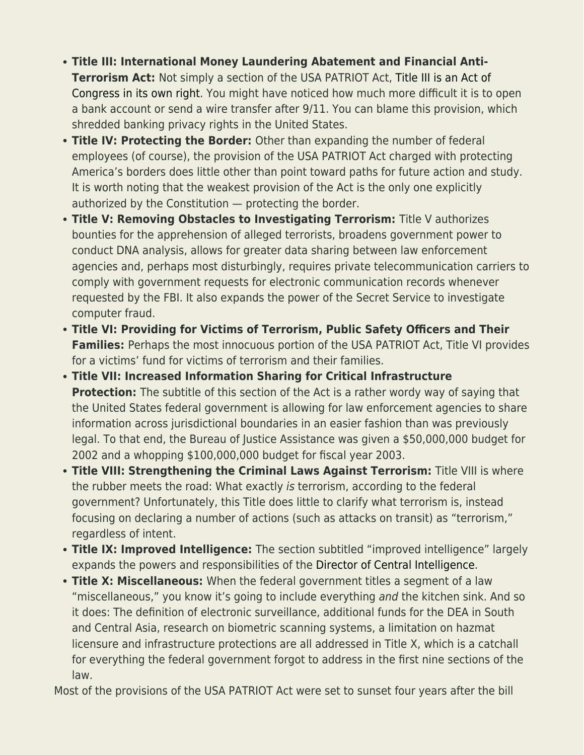- **Title III: International Money Laundering Abatement and Financial Anti-Terrorism Act:** Not simply a section of the USA PATRIOT Act, Title III is an Act of Congress in its own right. You might have noticed how much more difficult it is to open a bank account or send a wire transfer after 9/11. You can blame this provision, which shredded banking privacy rights in the United States.
- **Title IV: Protecting the Border:** Other than expanding the number of federal employees (of course), the provision of the USA PATRIOT Act charged with protecting America's borders does little other than point toward paths for future action and study. It is worth noting that the weakest provision of the Act is the only one explicitly authorized by the Constitution — protecting the border.
- **Title V: Removing Obstacles to Investigating Terrorism:** Title V authorizes bounties for the apprehension of alleged terrorists, broadens government power to conduct DNA analysis, allows for greater data sharing between law enforcement agencies and, perhaps most disturbingly, requires private telecommunication carriers to comply with government requests for electronic communication records whenever requested by the FBI. It also expands the power of the Secret Service to investigate computer fraud.
- **Title VI: Providing for Victims of Terrorism, Public Safety Officers and Their Families:** Perhaps the most innocuous portion of the USA PATRIOT Act, Title VI provides for a victims' fund for victims of terrorism and their families.
- **Title VII: Increased Information Sharing for Critical Infrastructure Protection:** The subtitle of this section of the Act is a rather wordy way of saying that the United States federal government is allowing for law enforcement agencies to share information across jurisdictional boundaries in an easier fashion than was previously legal. To that end, the Bureau of Justice Assistance was given a $50,000,000 budget for 2002 and a whopping $100,000,000 budget for fiscal year 2003.
- **Title VIII: Strengthening the Criminal Laws Against Terrorism:** Title VIII is where the rubber meets the road: What exactly *is* terrorism, according to the federal government? Unfortunately, this Title does little to clarify what terrorism is, instead focusing on declaring a number of actions (such as attacks on transit) as "terrorism," regardless of intent.
- **Title IX: Improved Intelligence:** The section subtitled "improved intelligence" largely expands the powers and responsibilities of the Director of Central Intelligence.
- **Title X: Miscellaneous:** When the federal government titles a segment of a law "miscellaneous," you know it's going to include everything *and* the kitchen sink. And so it does: The definition of electronic surveillance, additional funds for the DEA in South and Central Asia, research on biometric scanning systems, a limitation on hazmat licensure and infrastructure protections are all addressed in Title X, which is a catchall for everything the federal government forgot to address in the first nine sections of the law.

Most of the provisions of the USA PATRIOT Act were set to sunset four years after the bill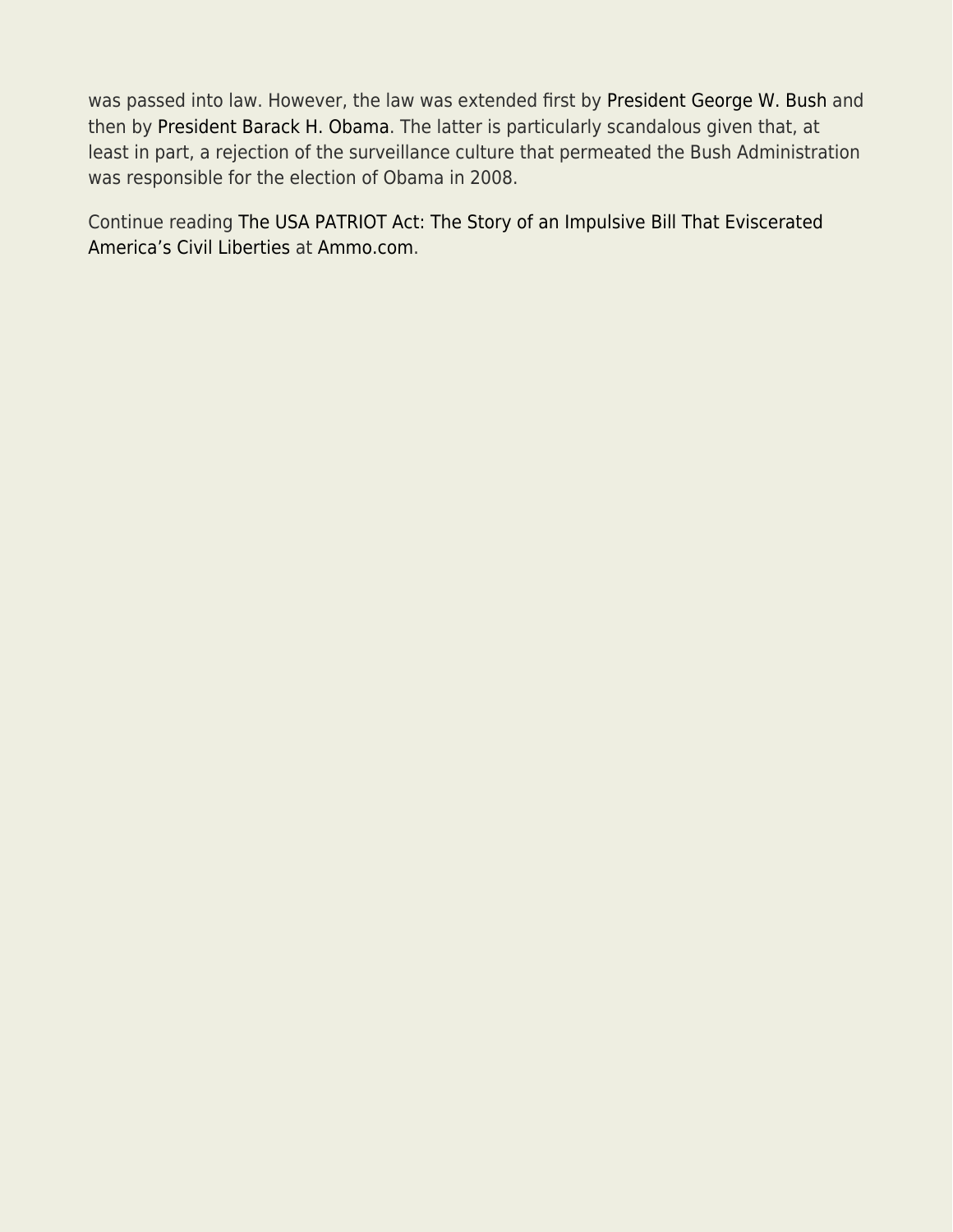was passed into law. However, the law was extended first by President George W. Bush and then by President Barack H. Obama. The latter is particularly scandalous given that, at least in part, a rejection of the surveillance culture that permeated the Bush Administration was responsible for the election of Obama in 2008.

Continue reading The USA PATRIOT Act: The Story of an Impulsive Bill That Eviscerated America's Civil Liberties at Ammo.com.